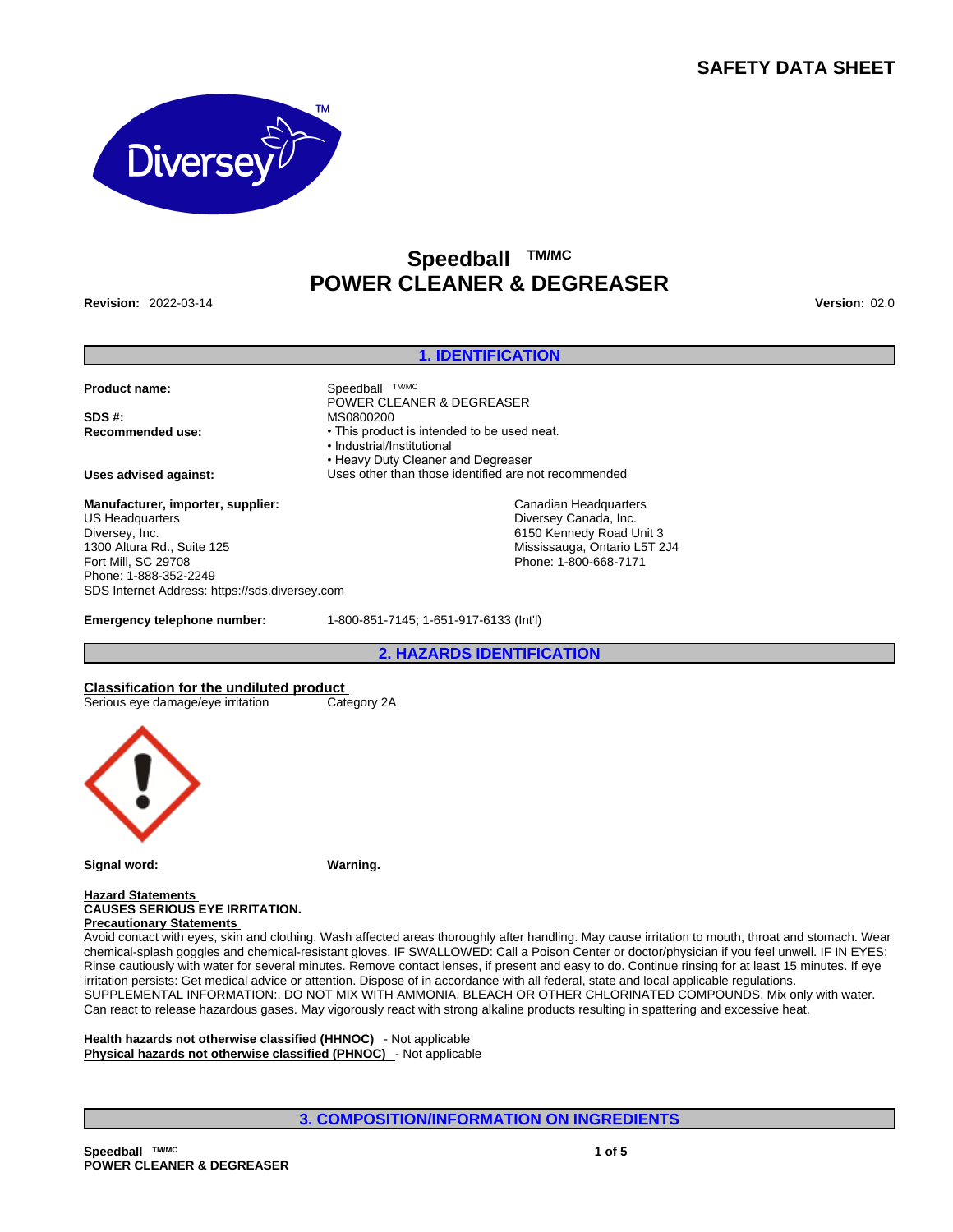SAFETY DATA SHEET

# Speedball TM/MC
# POWER CLEANER & DEGREASER

**Revision:** 2022-03-14

**Version:** 02.0

## 1. IDENTIFICATION

**Product name:** Speedball TM/MC POWER CLEANER & DEGREASER

**SDS #:** MS0800200

**Recommended use:**
- This product is intended to be used neat.
- Industrial/Institutional
- Heavy Duty Cleaner and Degreaser

**Uses advised against:** Uses other than those identified are not recommended

**Manufacturer, importer, supplier:**

US Headquarters
Diversey, Inc.
1300 Altura Rd., Suite 125
Fort Mill, SC 29708
Phone: 1-888-352-2249
SDS Internet Address: https://sds.diversey.com

Canadian Headquarters
Diversey Canada, Inc.
6150 Kennedy Road Unit 3
Mississauga, Ontario L5T 2J4
Phone: 1-800-668-7171

**Emergency telephone number:** 1-800-851-7145; 1-651-917-6133 (Int'l)

## 2. HAZARDS IDENTIFICATION

**Classification for the undiluted product**

| | |
|---|---|
| Serious eye damage/eye irritation | Category 2A |

**Signal word:** **Warning.**

**Hazard Statements**
**CAUSES SERIOUS EYE IRRITATION.**

**Precautionary Statements**
Avoid contact with eyes, skin and clothing. Wash affected areas thoroughly after handling. May cause irritation to mouth, throat and stomach. Wear chemical-splash goggles and chemical-resistant gloves. IF SWALLOWED: Call a Poison Center or doctor/physician if you feel unwell. IF IN EYES: Rinse cautiously with water for several minutes. Remove contact lenses, if present and easy to do. Continue rinsing for at least 15 minutes. If eye irritation persists: Get medical advice or attention. Dispose of in accordance with all federal, state and local applicable regulations.
SUPPLEMENTAL INFORMATION:. DO NOT MIX WITH AMMONIA, BLEACH OR OTHER CHLORINATED COMPOUNDS. Mix only with water. Can react to release hazardous gases. May vigorously react with strong alkaline products resulting in spattering and excessive heat.

**Health hazards not otherwise classified (HHNOC)** - Not applicable
**Physical hazards not otherwise classified (PHNOC)** - Not applicable

## 3. COMPOSITION/INFORMATION ON INGREDIENTS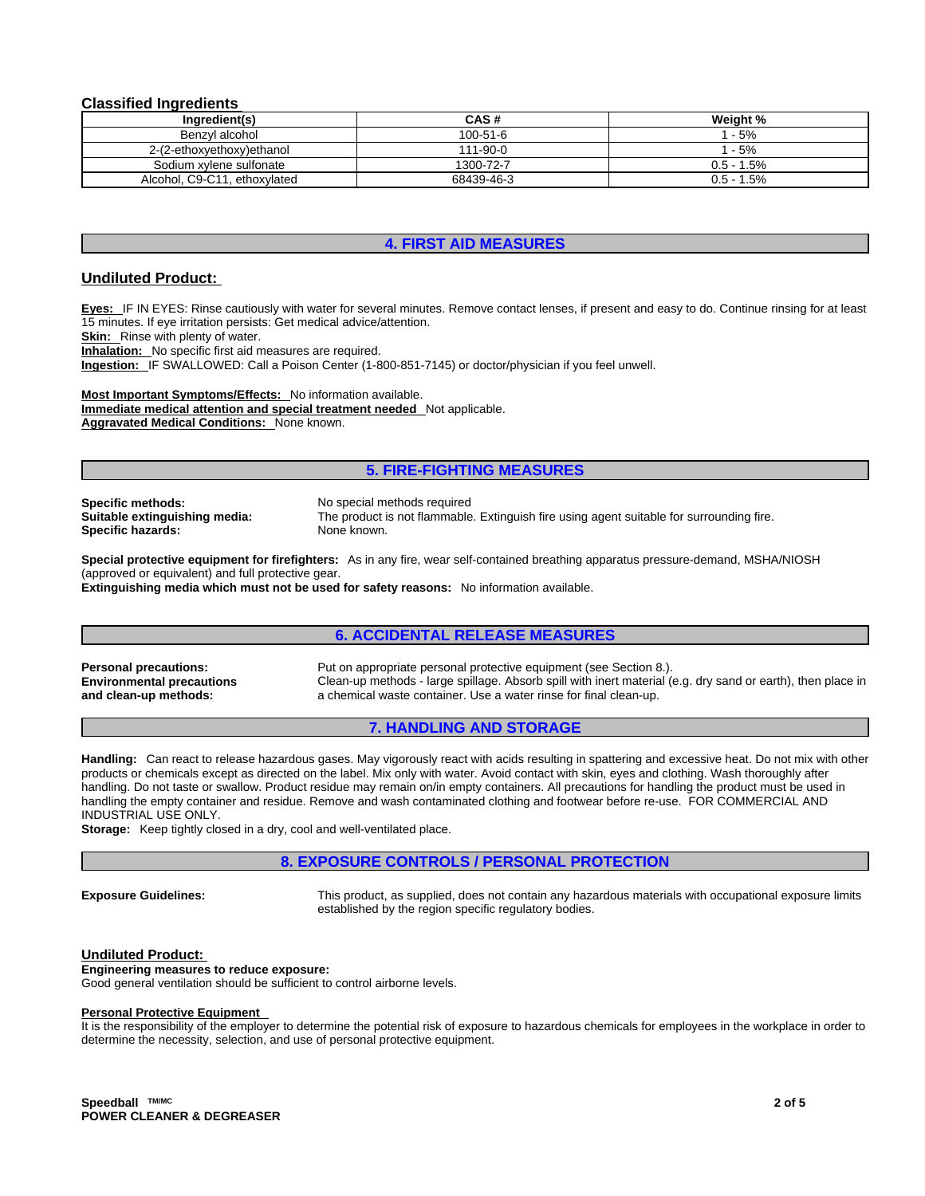### Classified Ingredients

| Ingredient(s) | CAS # | Weight % |
|---|---|---|
| Benzyl alcohol | 100-51-6 | 1 - 5% |
| 2-(2-ethoxyethoxy)ethanol | 111-90-0 | 1 - 5% |
| Sodium xylene sulfonate | 1300-72-7 | 0.5 - 1.5% |
| Alcohol, C9-C11, ethoxylated | 68439-46-3 | 0.5 - 1.5% |

## 4. FIRST AID MEASURES

### Undiluted Product:

**Eyes:** IF IN EYES: Rinse cautiously with water for several minutes. Remove contact lenses, if present and easy to do. Continue rinsing for at least 15 minutes. If eye irritation persists: Get medical advice/attention.
**Skin:** Rinse with plenty of water.
**Inhalation:** No specific first aid measures are required.
**Ingestion:** IF SWALLOWED: Call a Poison Center (1-800-851-7145) or doctor/physician if you feel unwell.

**Most Important Symptoms/Effects:** No information available.
**Immediate medical attention and special treatment needed** Not applicable.
**Aggravated Medical Conditions:** None known.

## 5. FIRE-FIGHTING MEASURES

**Specific methods:** No special methods required
**Suitable extinguishing media:** The product is not flammable. Extinguish fire using agent suitable for surrounding fire.
**Specific hazards:** None known.

**Special protective equipment for firefighters:** As in any fire, wear self-contained breathing apparatus pressure-demand, MSHA/NIOSH (approved or equivalent) and full protective gear.
**Extinguishing media which must not be used for safety reasons:** No information available.

## 6. ACCIDENTAL RELEASE MEASURES

**Personal precautions:** Put on appropriate personal protective equipment (see Section 8.).
**Environmental precautions and clean-up methods:** Clean-up methods - large spillage. Absorb spill with inert material (e.g. dry sand or earth), then place in a chemical waste container. Use a water rinse for final clean-up.

## 7. HANDLING AND STORAGE

**Handling:** Can react to release hazardous gases. May vigorously react with acids resulting in spattering and excessive heat. Do not mix with other products or chemicals except as directed on the label. Mix only with water. Avoid contact with skin, eyes and clothing. Wash thoroughly after handling. Do not taste or swallow. Product residue may remain on/in empty containers. All precautions for handling the product must be used in handling the empty container and residue. Remove and wash contaminated clothing and footwear before re-use. FOR COMMERCIAL AND INDUSTRIAL USE ONLY.
**Storage:** Keep tightly closed in a dry, cool and well-ventilated place.

## 8. EXPOSURE CONTROLS / PERSONAL PROTECTION

**Exposure Guidelines:** This product, as supplied, does not contain any hazardous materials with occupational exposure limits established by the region specific regulatory bodies.

### Undiluted Product:

**Engineering measures to reduce exposure:**
Good general ventilation should be sufficient to control airborne levels.

**Personal Protective Equipment**
It is the responsibility of the employer to determine the potential risk of exposure to hazardous chemicals for employees in the workplace in order to determine the necessity, selection, and use of personal protective equipment.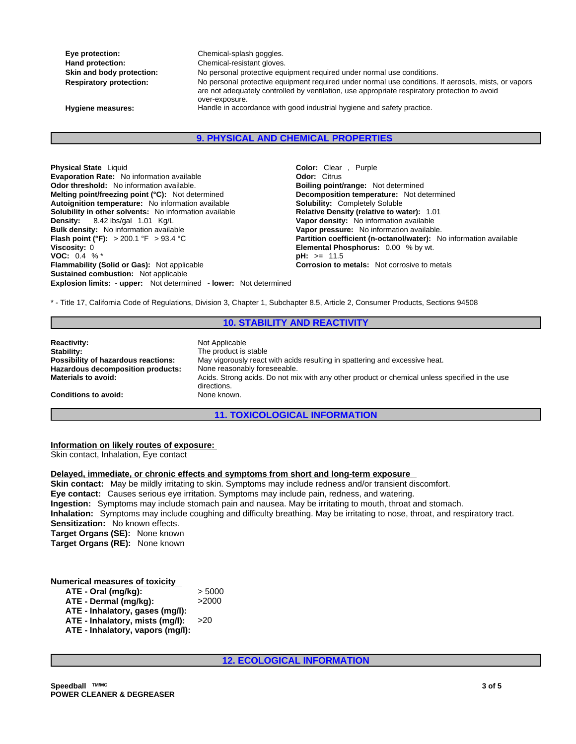| | |
|---|---|
| **Eye protection:** | Chemical-splash goggles. |
| **Hand protection:** | Chemical-resistant gloves. |
| **Skin and body protection:** | No personal protective equipment required under normal use conditions. |
| **Respiratory protection:** | No personal protective equipment required under normal use conditions. If aerosols, mists, or vapors are not adequately controlled by ventilation, use appropriate respiratory protection to avoid over-exposure. |
| **Hygiene measures:** | Handle in accordance with good industrial hygiene and safety practice. |

## 9. PHYSICAL AND CHEMICAL PROPERTIES

**Physical State** Liquid
**Evaporation Rate:** No information available
**Odor threshold:** No information available.
**Melting point/freezing point (°C):** Not determined
**Autoignition temperature:** No information available
**Solubility in other solvents:** No information available
**Density:** 8.42 lbs/gal 1.01 Kg/L
**Bulk density:** No information available
**Flash point (°F):** > 200.1 °F > 93.4 °C
**Viscosity:** 0
**VOC:** 0.4 % *
**Flammability (Solid or Gas):** Not applicable
**Sustained combustion:** Not applicable
**Explosion limits: - upper:** Not determined **- lower:** Not determined

**Color:** Clear , Purple
**Odor:** Citrus
**Boiling point/range:** Not determined
**Decomposition temperature:** Not determined
**Solubility:** Completely Soluble
**Relative Density (relative to water):** 1.01
**Vapor density:** No information available
**Vapor pressure:** No information available.
**Partition coefficient (n-octanol/water):** No information available
**Elemental Phosphorus:** 0.00 % by wt.
**pH:** >= 11.5
**Corrosion to metals:** Not corrosive to metals

* - Title 17, California Code of Regulations, Division 3, Chapter 1, Subchapter 8.5, Article 2, Consumer Products, Sections 94508

## 10. STABILITY AND REACTIVITY

| | |
|---|---|
| **Reactivity:** | Not Applicable |
| **Stability:** | The product is stable |
| **Possibility of hazardous reactions:** | May vigorously react with acids resulting in spattering and excessive heat. |
| **Hazardous decomposition products:** | None reasonably foreseeable. |
| **Materials to avoid:** | Acids. Strong acids. Do not mix with any other product or chemical unless specified in the use directions. |
| **Conditions to avoid:** | None known. |

## 11. TOXICOLOGICAL INFORMATION

**Information on likely routes of exposure:**
Skin contact, Inhalation, Eye contact

**Delayed, immediate, or chronic effects and symptoms from short and long-term exposure**
**Skin contact:** May be mildly irritating to skin. Symptoms may include redness and/or transient discomfort.
**Eye contact:** Causes serious eye irritation. Symptoms may include pain, redness, and watering.
**Ingestion:** Symptoms may include stomach pain and nausea. May be irritating to mouth, throat and stomach.
**Inhalation:** Symptoms may include coughing and difficulty breathing. May be irritating to nose, throat, and respiratory tract.
**Sensitization:** No known effects.
**Target Organs (SE):** None known
**Target Organs (RE):** None known

**Numerical measures of toxicity**

| | |
|---|---|
| **ATE - Oral (mg/kg):** | > 5000 |
| **ATE - Dermal (mg/kg):** | >2000 |
| **ATE - Inhalatory, gases (mg/l):** | |
| **ATE - Inhalatory, mists (mg/l):** | >20 |
| **ATE - Inhalatory, vapors (mg/l):** | |

## 12. ECOLOGICAL INFORMATION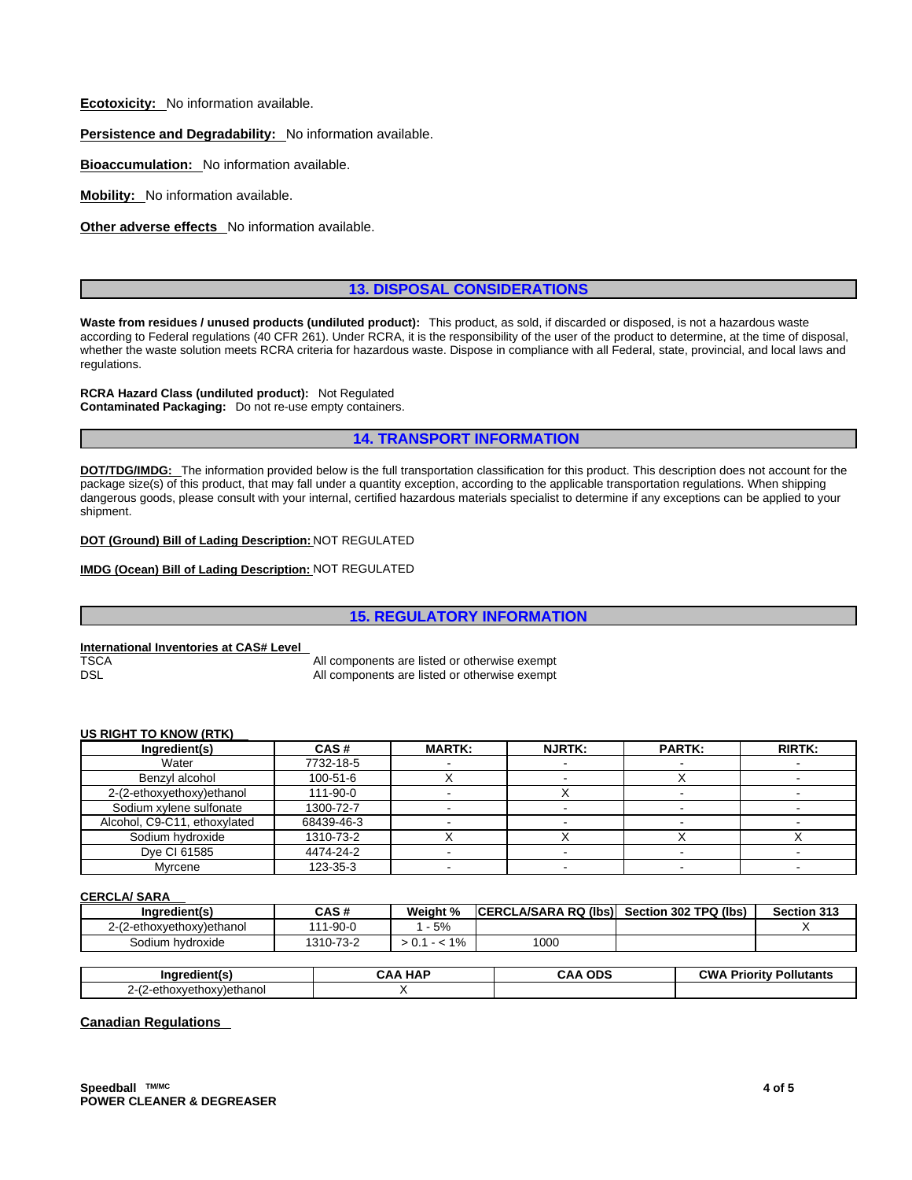**Ecotoxicity:** No information available.

**Persistence and Degradability:** No information available.

**Bioaccumulation:** No information available.

**Mobility:** No information available.

**Other adverse effects** No information available.

## 13. DISPOSAL CONSIDERATIONS

**Waste from residues / unused products (undiluted product):** This product, as sold, if discarded or disposed, is not a hazardous waste according to Federal regulations (40 CFR 261). Under RCRA, it is the responsibility of the user of the product to determine, at the time of disposal, whether the waste solution meets RCRA criteria for hazardous waste. Dispose in compliance with all Federal, state, provincial, and local laws and regulations.

**RCRA Hazard Class (undiluted product):** Not Regulated
**Contaminated Packaging:** Do not re-use empty containers.

## 14. TRANSPORT INFORMATION

**DOT/TDG/IMDG:** The information provided below is the full transportation classification for this product. This description does not account for the package size(s) of this product, that may fall under a quantity exception, according to the applicable transportation regulations. When shipping dangerous goods, please consult with your internal, certified hazardous materials specialist to determine if any exceptions can be applied to your shipment.

**DOT (Ground) Bill of Lading Description:** NOT REGULATED

**IMDG (Ocean) Bill of Lading Description:** NOT REGULATED

## 15. REGULATORY INFORMATION

**International Inventories at CAS# Level**

| | |
|---|---|
| TSCA | All components are listed or otherwise exempt |
| DSL | All components are listed or otherwise exempt |

**US RIGHT TO KNOW (RTK)**

| Ingredient(s) | CAS # | MARTK: | NJRTK: | PARTK: | RIRTK: |
|---|---|---|---|---|---|
| Water | 7732-18-5 | - | - | - | - |
| Benzyl alcohol | 100-51-6 | X | - | X | - |
| 2-(2-ethoxyethoxy)ethanol | 111-90-0 | - | X | - | - |
| Sodium xylene sulfonate | 1300-72-7 | - | - | - | - |
| Alcohol, C9-C11, ethoxylated | 68439-46-3 | - | - | - | - |
| Sodium hydroxide | 1310-73-2 | X | X | X | X |
| Dye CI 61585 | 4474-24-2 | - | - | - | - |
| Myrcene | 123-35-3 | - | - | - | - |

**CERCLA/ SARA**

| Ingredient(s) | CAS # | Weight % | CERCLA/SARA RQ (lbs) | Section 302 TPQ (lbs) | Section 313 |
|---|---|---|---|---|---|
| 2-(2-ethoxyethoxy)ethanol | 111-90-0 | 1 - 5% | | | X |
| Sodium hydroxide | 1310-73-2 | > 0.1 - < 1% | 1000 | | |

| Ingredient(s) | CAA HAP | CAA ODS | CWA Priority Pollutants |
|---|---|---|---|
| 2-(2-ethoxyethoxy)ethanol | X | | |

**Canadian Regulations**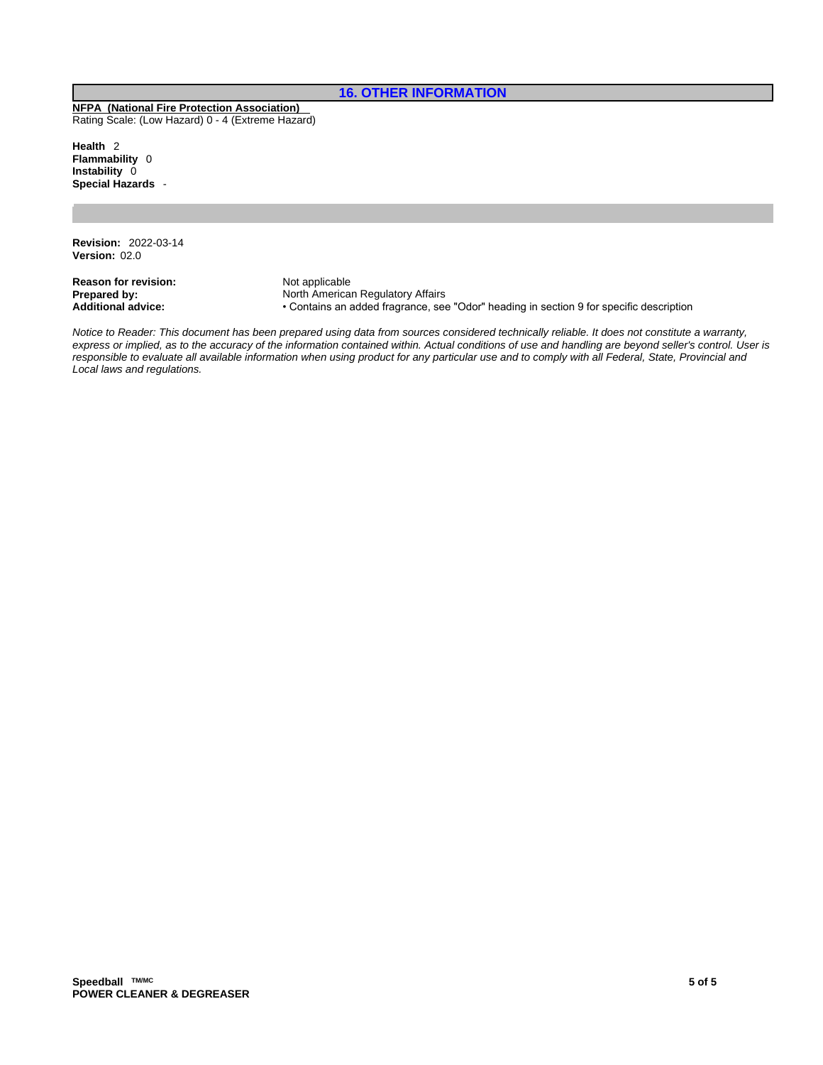## 16. OTHER INFORMATION

**NFPA (National Fire Protection Association)**
Rating Scale: (Low Hazard) 0 - 4 (Extreme Hazard)

**Health** 2
**Flammability** 0
**Instability** 0
**Special Hazards** -

**Revision:** 2022-03-14
**Version:** 02.0

| | |
|---|---|
| **Reason for revision:** | Not applicable |
| **Prepared by:** | North American Regulatory Affairs |
| **Additional advice:** | • Contains an added fragrance, see "Odor" heading in section 9 for specific description |

*Notice to Reader: This document has been prepared using data from sources considered technically reliable. It does not constitute a warranty, express or implied, as to the accuracy of the information contained within. Actual conditions of use and handling are beyond seller's control. User is responsible to evaluate all available information when using product for any particular use and to comply with all Federal, State, Provincial and Local laws and regulations.*